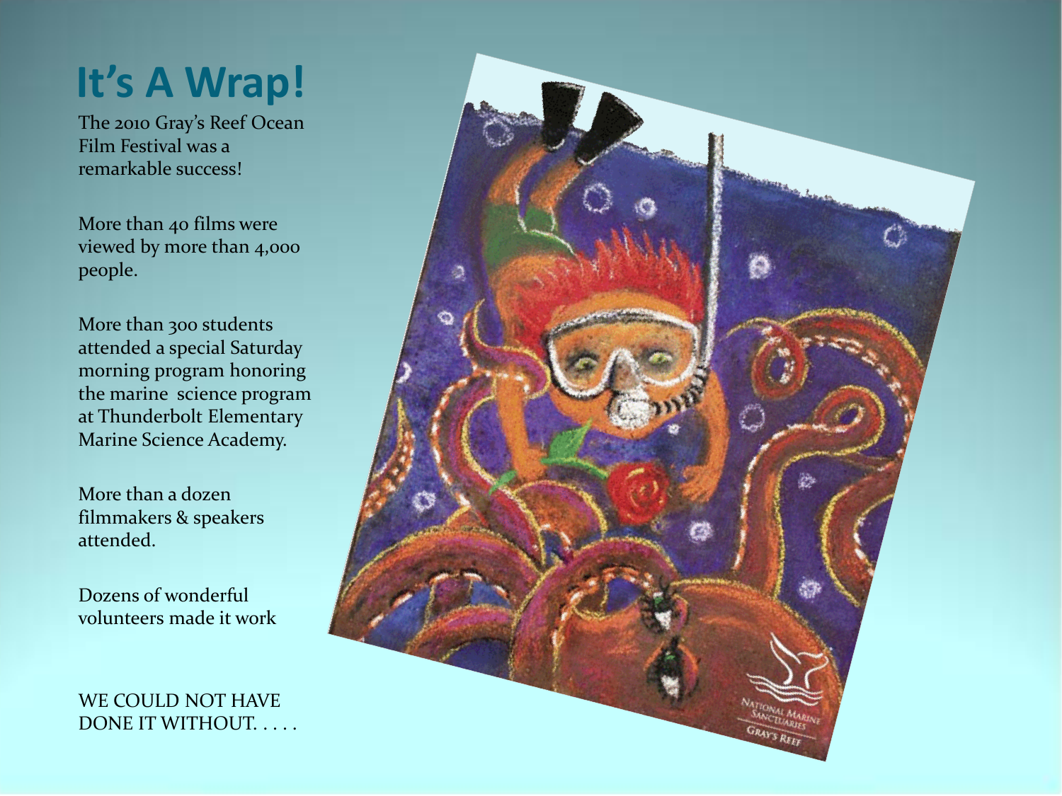# It's A Wrap!

The 2010 Gray's Reef Ocean Film Festival was a remarkable success!

More than 40 films were viewed by more than 4,000 people.

More than 300 students attended a special Saturday morning program honoring the marine science program at Thunderbolt Elementary Marine Science Academy.

More than a dozen filmmakers & speakers attended.

Dozens of wonderful volunteers made it work

WE COULD NOT HAVE DONE IT WITHOUT. . . . .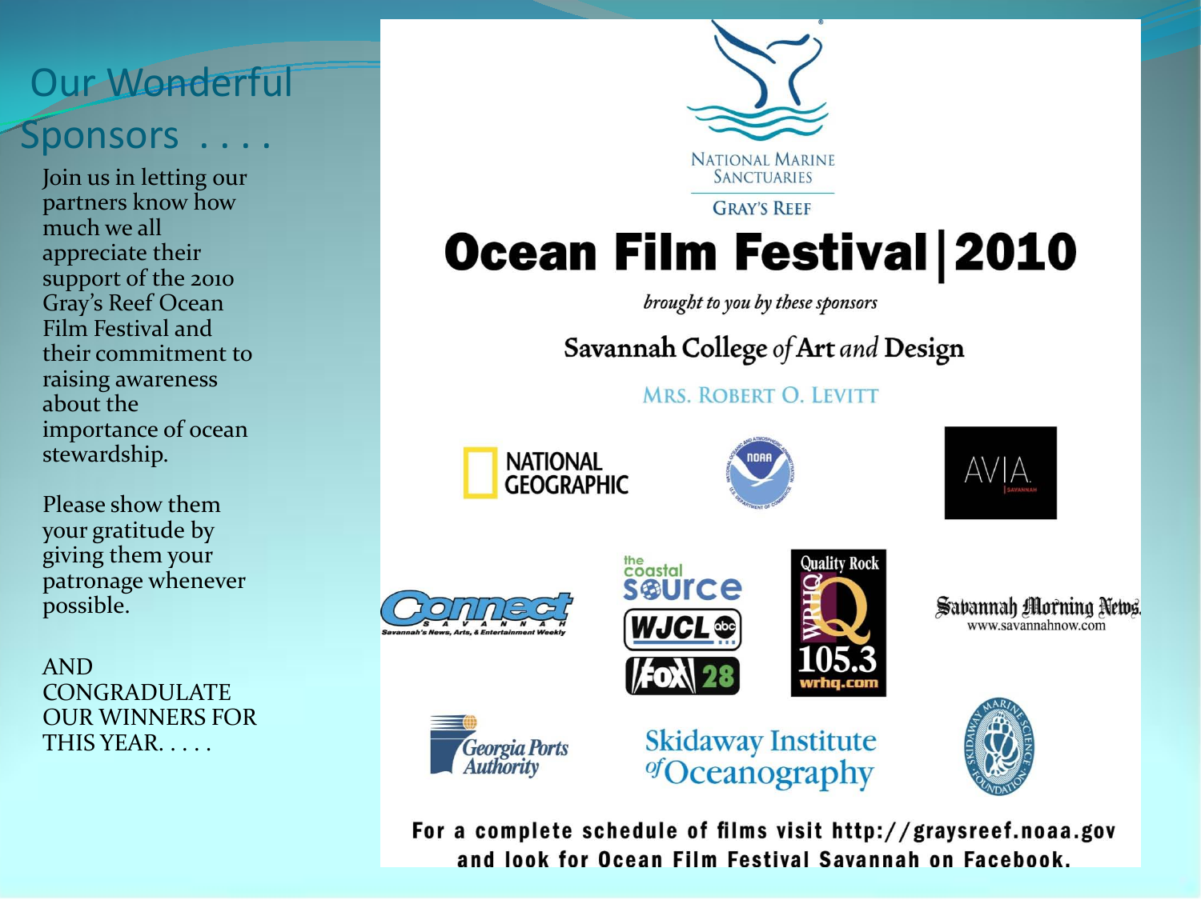# Our Wonderful Sponsors . . . .

Join us in letting our partners know how much we all appreciate their support of the 2010 Gray's Reef Ocean Film Festival and their commitment to raising awareness about the importance of ocean stewardship.

Please show them your gratitude by giving them your patronage whenever possible.

AND CONGRADULATE OUR WINNERS FOR THIS YEAR. . . . .

NATIONAL MARINE SANCTUARIES

GRAY'S REEF

## Ocean Film Festival | 2010

*brought to you by these sponsors*

Savannah College *of* Art *and* Design

MRS. ROBERT O. LEVITT

NATIONAL GEOGRAPHIC

NOAA

AVIA SAVANNAH

Connect Savannah — Savannah's News, Arts, & Entertainment Weekly

the coastal source

WJCL abc

Fox 28

Quality Rock WRHQ 105.3 wrhq.com

Savannah Morning News — www.savannahnow.com

Georgia Ports Authority

Skidaway Institute of Oceanography

Skidaway Marine Science Foundation

**For a complete schedule of films visit http://graysreef.noaa.gov and look for Ocean Film Festival Savannah on Facebook.**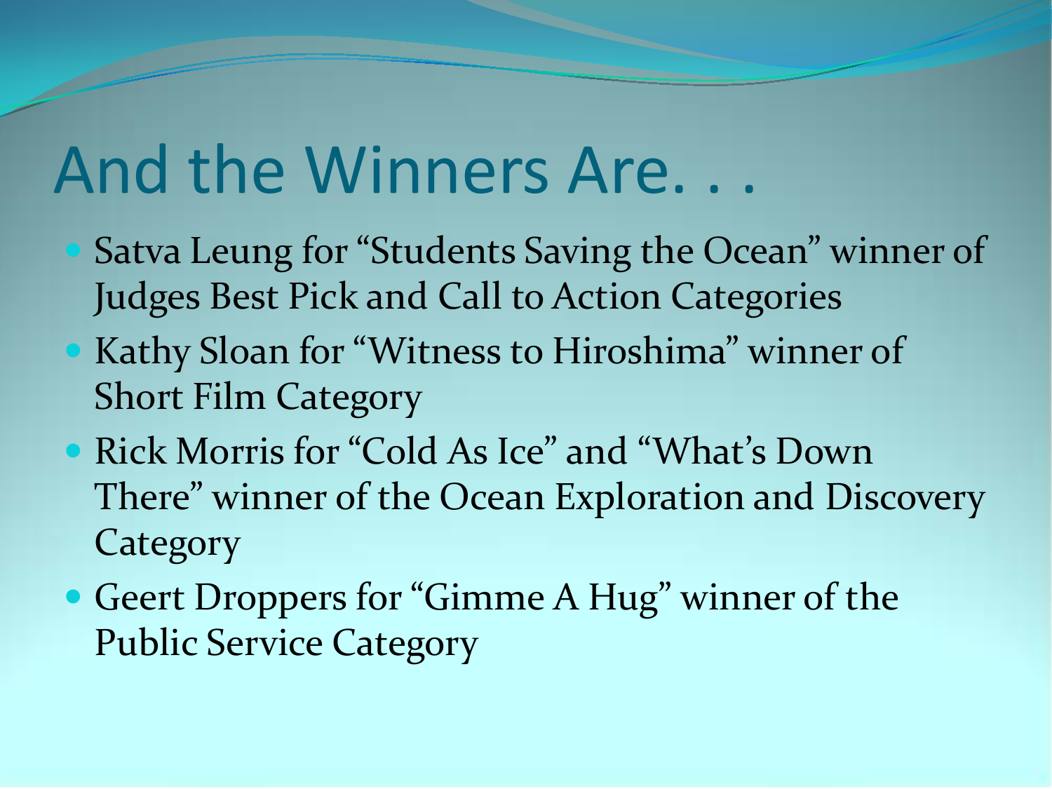# And the Winners Are. . .

- Satva Leung for “Students Saving the Ocean” winner of Judges Best Pick and Call to Action Categories
- Kathy Sloan for “Witness to Hiroshima” winner of Short Film Category
- Rick Morris for “Cold As Ice” and “What’s Down There” winner of the Ocean Exploration and Discovery Category
- Geert Droppers for “Gimme A Hug” winner of the Public Service Category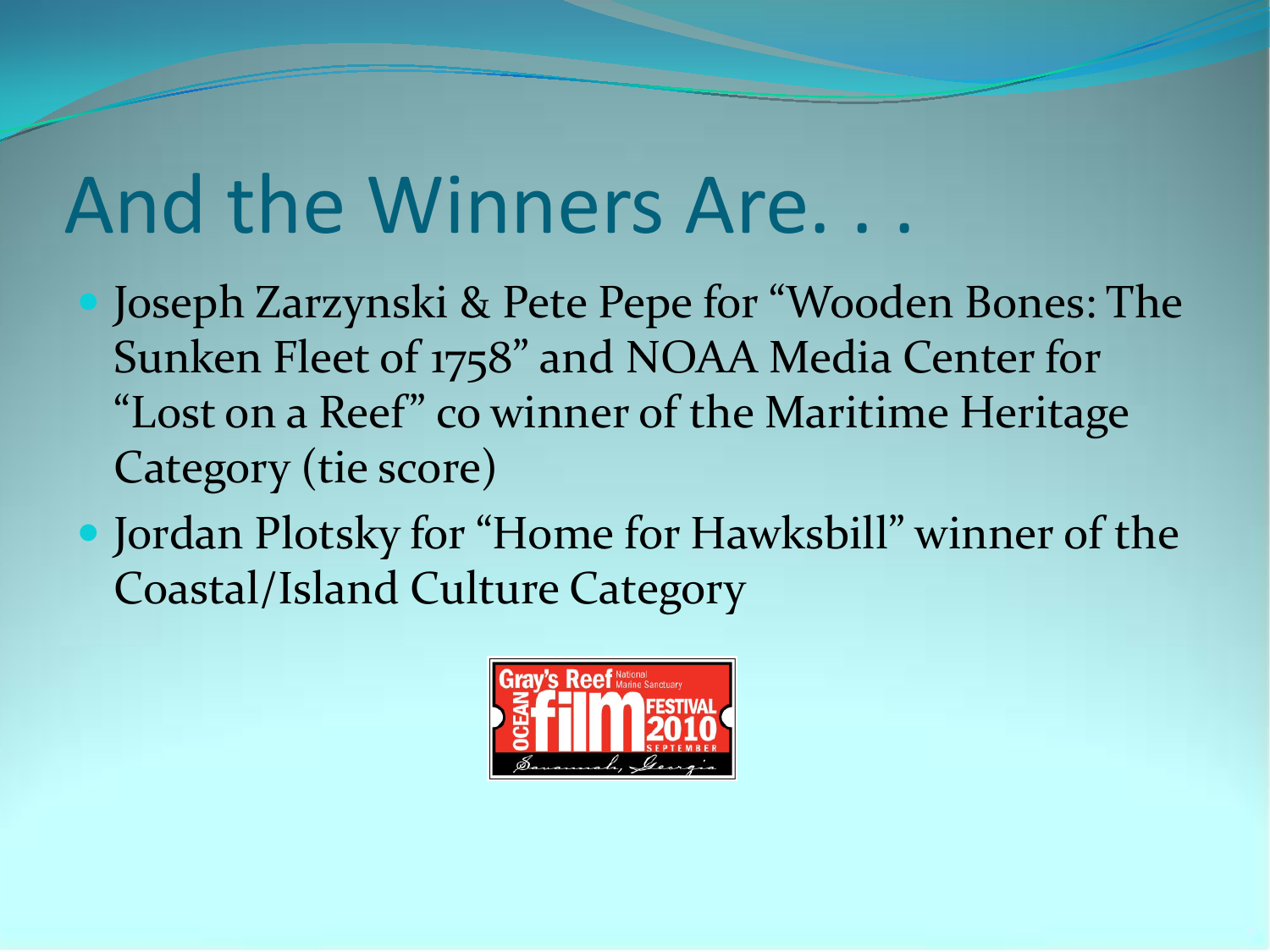# And the Winners Are. . .

- Joseph Zarzynski & Pete Pepe for “Wooden Bones: The Sunken Fleet of 1758” and NOAA Media Center for “Lost on a Reef” co winner of the Maritime Heritage Category (tie score)
- Jordan Plotsky for “Home for Hawksbill” winner of the Coastal/Island Culture Category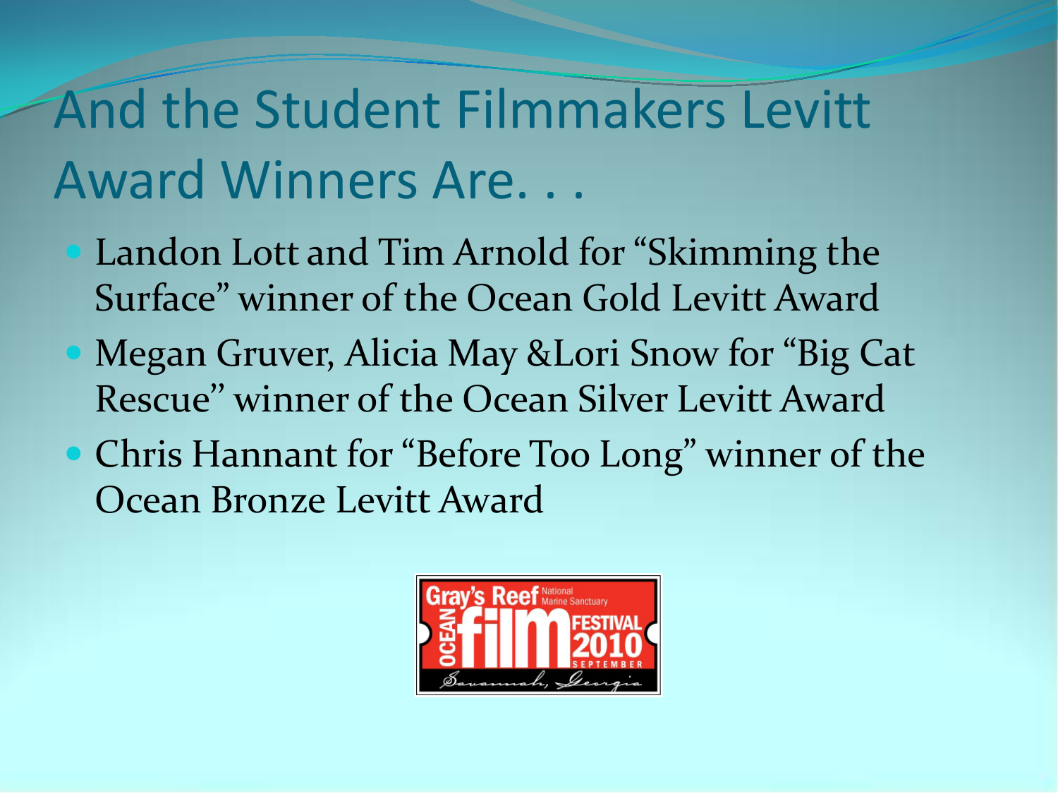# And the Student Filmmakers Levitt Award Winners Are. . .

- Landon Lott and Tim Arnold for "Skimming the Surface" winner of the Ocean Gold Levitt Award
- Megan Gruver, Alicia May &Lori Snow for "Big Cat Rescue" winner of the Ocean Silver Levitt Award
- Chris Hannant for "Before Too Long" winner of the Ocean Bronze Levitt Award

Gray's Reef National Marine Sanctuary OCEAN film FESTIVAL 2010 SEPTEMBER Savannah, Georgia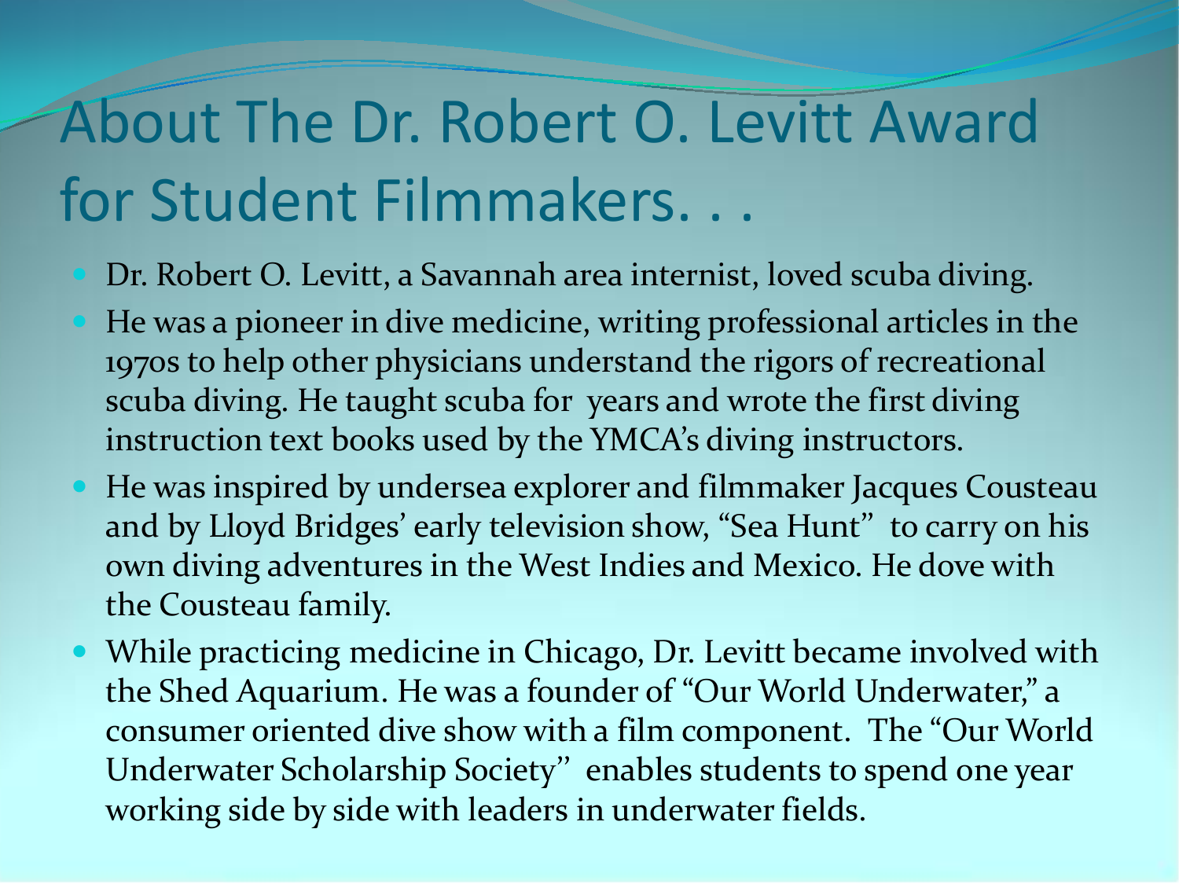# About The Dr. Robert O. Levitt Award for Student Filmmakers. . .

- Dr. Robert O. Levitt, a Savannah area internist, loved scuba diving.
- He was a pioneer in dive medicine, writing professional articles in the 1970s to help other physicians understand the rigors of recreational scuba diving. He taught scuba for  years and wrote the first diving instruction text books used by the YMCA's diving instructors.
- He was inspired by undersea explorer and filmmaker Jacques Cousteau and by Lloyd Bridges' early television show, "Sea Hunt"  to carry on his own diving adventures in the West Indies and Mexico. He dove with the Cousteau family.
- While practicing medicine in Chicago, Dr. Levitt became involved with the Shed Aquarium. He was a founder of "Our World Underwater," a consumer oriented dive show with a film component.  The "Our World Underwater Scholarship Society"  enables students to spend one year working side by side with leaders in underwater fields.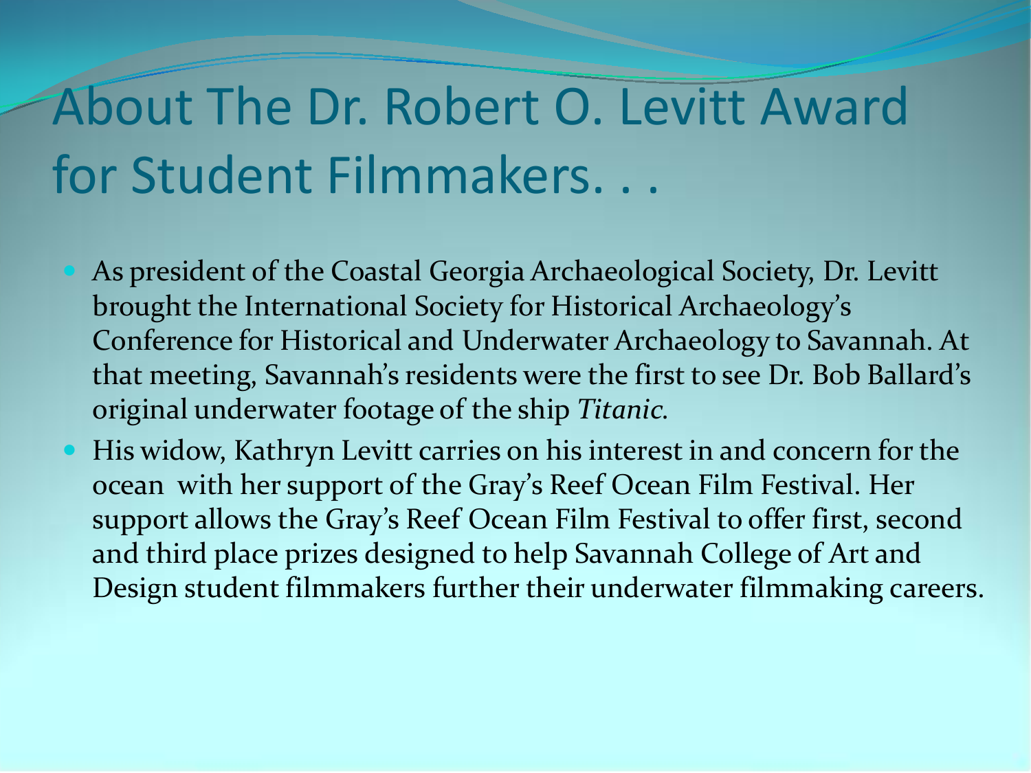# About The Dr. Robert O. Levitt Award for Student Filmmakers. . .

- As president of the Coastal Georgia Archaeological Society, Dr. Levitt brought the International Society for Historical Archaeology's Conference for Historical and Underwater Archaeology to Savannah. At that meeting, Savannah's residents were the first to see Dr. Bob Ballard's original underwater footage of the ship *Titanic*.
- His widow, Kathryn Levitt carries on his interest in and concern for the ocean with her support of the Gray's Reef Ocean Film Festival. Her support allows the Gray's Reef Ocean Film Festival to offer first, second and third place prizes designed to help Savannah College of Art and Design student filmmakers further their underwater filmmaking careers.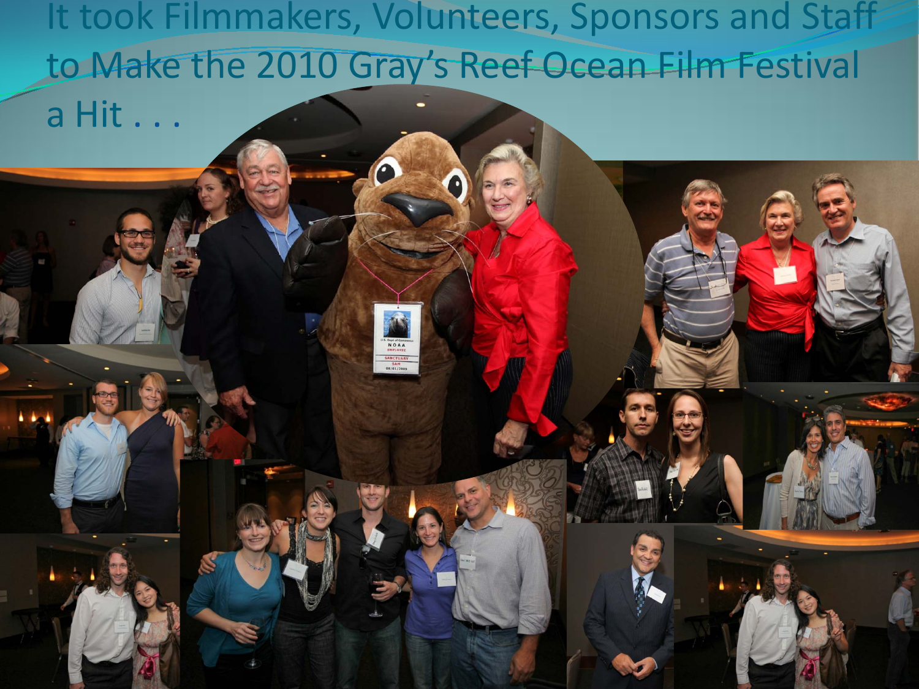# It took Filmmakers, Volunteers, Sponsors and Staff to Make the 2010 Gray's Reef Ocean Film Festival a Hit . . .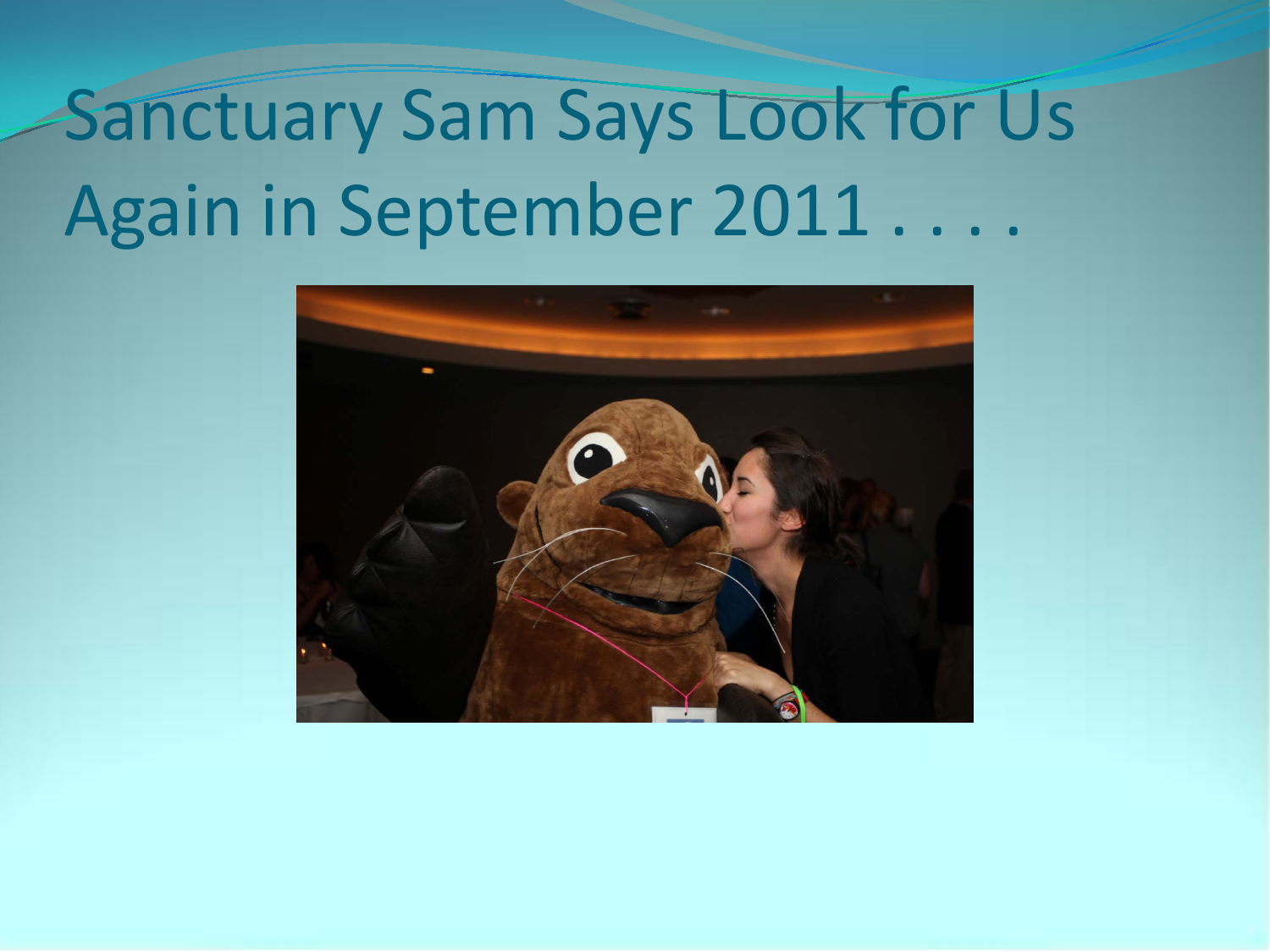# Sanctuary Sam Says Look for Us Again in September 2011 . . . .